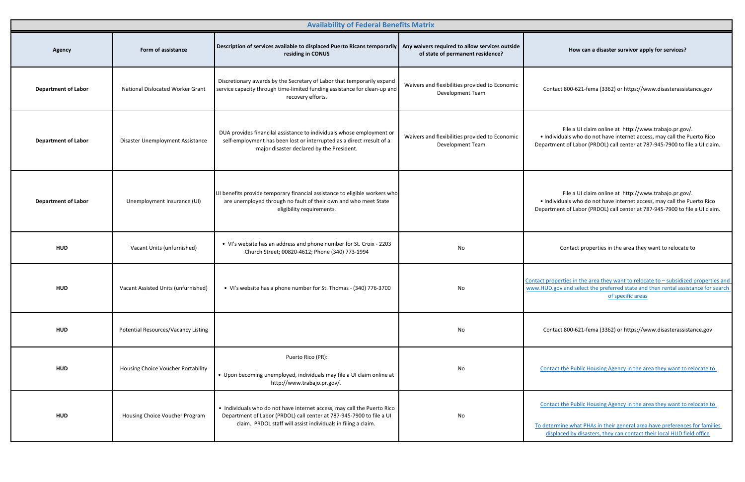# Availability of Federal Benefits Matrix

| Agency | Form of assistance | Description of services available to displaced Puerto Ricans temporarily residing in CONUS | Any waivers required to allow services outside of state of permanent residence? | How can a disaster survivor apply for services? |
|---|---|---|---|---|
| **Department of Labor** | National Dislocated Worker Grant | Discretionary awards by the Secretary of Labor that temporarily expand service capacity through time-limited funding assistance for clean-up and recovery efforts. | Waivers and flexibilities provided to Economic Development Team | Contact 800-621-fema (3362) or https://www.disasterassistance.gov |
| **Department of Labor** | Disaster Unemployment Assistance | DUA provides financilal assistance to individuals whose employment or self-employment has been lost or interrupted as a direct rresult of a major disaster declared by the President. | Waivers and flexibilities provided to Economic Development Team | File a UI claim online at http://www.trabajo.pr.gov/. • Individuals who do not have internet access, may call the Puerto Rico Department of Labor (PRDOL) call center at 787-945-7900 to file a UI claim. |
| **Department of Labor** | Unemployment Insurance (UI) | UI benefits provide temporary financial assistance to eligible workers who are unemployed through no fault of their own and who meet State eligibility requirements. | | File a UI claim online at http://www.trabajo.pr.gov/. • Individuals who do not have internet access, may call the Puerto Rico Department of Labor (PRDOL) call center at 787-945-7900 to file a UI claim. |
| **HUD** | Vacant Units (unfurnished) | • VI's website has an address and phone number for St. Croix - 2203 Church Street; 00820-4612; Phone (340) 773-1994 | No | Contact properties in the area they want to relocate to |
| **HUD** | Vacant Assisted Units (unfurnished) | • VI's website has a phone number for St. Thomas - (340) 776-3700 | No | Contact properties in the area they want to relocate to – subsidized properties and www.HUD.gov and select the preferred state and then rental assistance for search of specific areas |
| **HUD** | Potential Resources/Vacancy Listing | | No | Contact 800-621-fema (3362) or https://www.disasterassistance.gov |
| **HUD** | Housing Choice Voucher Portability | Puerto Rico (PR): • Upon becoming unemployed, individuals may file a UI claim online at http://www.trabajo.pr.gov/. | No | Contact the Public Housing Agency in the area they want to relocate to |
| **HUD** | Housing Choice Voucher Program | • Individuals who do not have internet access, may call the Puerto Rico Department of Labor (PRDOL) call center at 787-945-7900 to file a UI claim. PRDOL staff will assist individuals in filing a claim. | No | Contact the Public Housing Agency in the area they want to relocate to<br><br>To determine what PHAs in their general area have preferences for families displaced by disasters, they can contact their local HUD field office |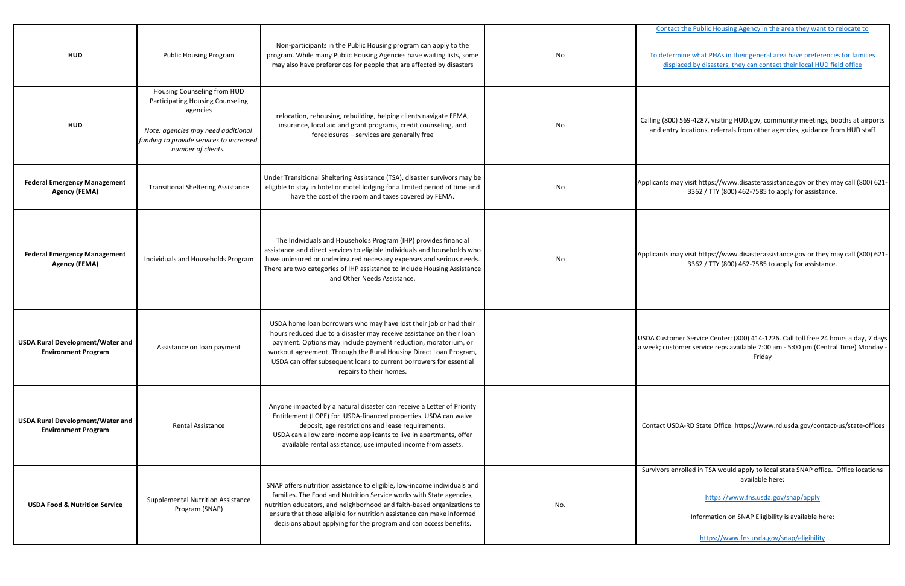| | | | | |
|---|---|---|---|---|
| **HUD** | Public Housing Program | Non-participants in the Public Housing program can apply to the program. While many Public Housing Agencies have waiting lists, some may also have preferences for people that are affected by disasters | No | Contact the Public Housing Agency in the area they want to relocate to<br><br>To determine what PHAs in their general area have preferences for families displaced by disasters, they can contact their local HUD field office |
| **HUD** | Housing Counseling from HUD Participating Housing Counseling agencies<br><br>*Note: agencies may need additional funding to provide services to increased number of clients.* | relocation, rehousing, rebuilding, helping clients navigate FEMA, insurance, local aid and grant programs, credit counseling, and foreclosures – services are generally free | No | Calling (800) 569-4287, visiting HUD.gov, community meetings, booths at airports and entry locations, referrals from other agencies, guidance from HUD staff |
| **Federal Emergency Management Agency (FEMA)** | Transitional Sheltering Assistance | Under Transitional Sheltering Assistance (TSA), disaster survivors may be eligible to stay in hotel or motel lodging for a limited period of time and have the cost of the room and taxes covered by FEMA. | No | Applicants may visit https://www.disasterassistance.gov or they may call (800) 621-3362 / TTY (800) 462-7585 to apply for assistance. |
| **Federal Emergency Management Agency (FEMA)** | Individuals and Households Program | The Individuals and Households Program (IHP) provides financial assistance and direct services to eligible individuals and households who have uninsured or underinsured necessary expenses and serious needs. There are two categories of IHP assistance to include Housing Assistance and Other Needs Assistance. | No | Applicants may visit https://www.disasterassistance.gov or they may call (800) 621-3362 / TTY (800) 462-7585 to apply for assistance. |
| **USDA Rural Development/Water and Environment Program** | Assistance on loan payment | USDA home loan borrowers who may have lost their job or had their hours reduced due to a disaster may receive assistance on their loan payment. Options may include payment reduction, moratorium, or workout agreement. Through the Rural Housing Direct Loan Program, USDA can offer subsequent loans to current borrowers for essential repairs to their homes. | | USDA Customer Service Center: (800) 414-1226. Call toll free 24 hours a day, 7 days a week; customer service reps available 7:00 am - 5:00 pm (Central Time) Monday - Friday |
| **USDA Rural Development/Water and Environment Program** | Rental Assistance | Anyone impacted by a natural disaster can receive a Letter of Priority Entitlement (LOPE) for USDA-financed properties. USDA can waive deposit, age restrictions and lease requirements.<br>USDA can allow zero income applicants to live in apartments, offer available rental assistance, use imputed income from assets. | | Contact USDA-RD State Office: https://www.rd.usda.gov/contact-us/state-offices |
| **USDA Food & Nutrition Service** | Supplemental Nutrition Assistance Program (SNAP) | SNAP offers nutrition assistance to eligible, low-income individuals and families. The Food and Nutrition Service works with State agencies, nutrition educators, and neighborhood and faith-based organizations to ensure that those eligible for nutrition assistance can make informed decisions about applying for the program and can access benefits. | No. | Survivors enrolled in TSA would apply to local state SNAP office. Office locations available here:<br><br>https://www.fns.usda.gov/snap/apply<br><br>Information on SNAP Eligibility is available here:<br><br>https://www.fns.usda.gov/snap/eligibility |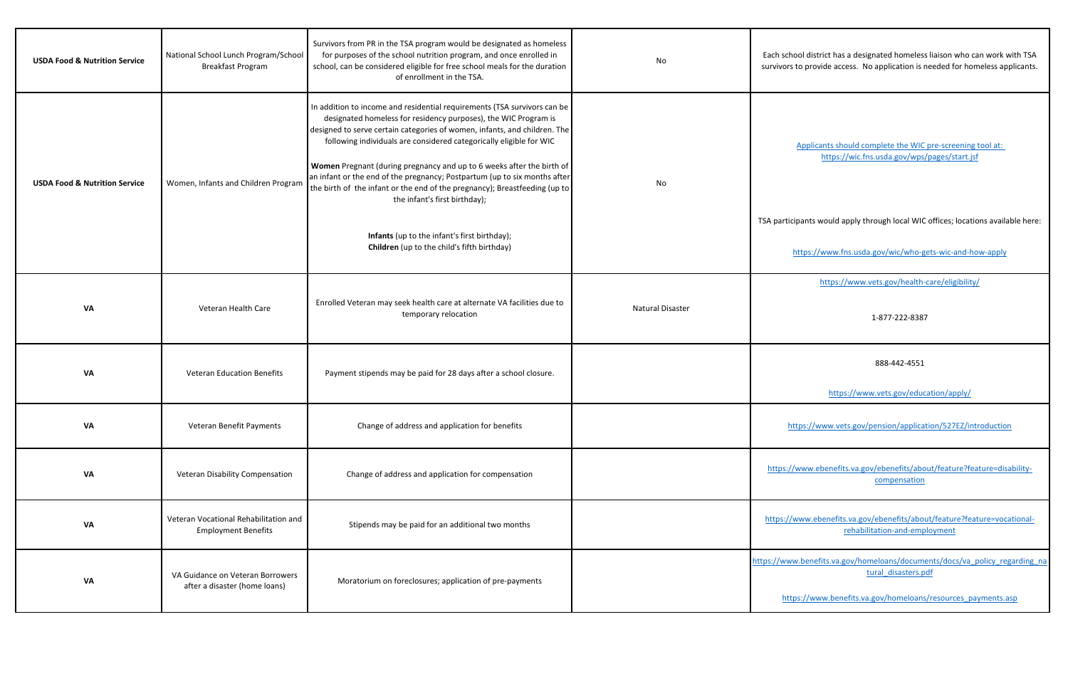| | | | | |
|---|---|---|---|---|
| **USDA Food & Nutrition Service** | National School Lunch Program/School Breakfast Program | Survivors from PR in the TSA program would be designated as homeless for purposes of the school nutrition program, and once enrolled in school, can be considered eligible for free school meals for the duration of enrollment in the TSA. | No | Each school district has a designated homeless liaison who can work with TSA survivors to provide access. No application is needed for homeless applicants. |
| **USDA Food & Nutrition Service** | Women, Infants and Children Program | In addition to income and residential requirements (TSA survivors can be designated homeless for residency purposes), the WIC Program is designed to serve certain categories of women, infants, and children. The following individuals are considered categorically eligible for WIC<br><br>**Women** Pregnant (during pregnancy and up to 6 weeks after the birth of an infant or the end of the pregnancy; Postpartum (up to six months after the birth of the infant or the end of the pregnancy); Breastfeeding (up to the infant's first birthday);<br><br>**Infants** (up to the infant's first birthday);<br>**Children** (up to the child's fifth birthday) | No | Applicants should complete the WIC pre-screening tool at: https://wic.fns.usda.gov/wps/pages/start.jsf<br><br>TSA participants would apply through local WIC offices; locations available here:<br><br>https://www.fns.usda.gov/wic/who-gets-wic-and-how-apply |
| **VA** | Veteran Health Care | Enrolled Veteran may seek health care at alternate VA facilities due to temporary relocation | Natural Disaster | https://www.vets.gov/health-care/eligibility/<br><br>1-877-222-8387 |
| **VA** | Veteran Education Benefits | Payment stipends may be paid for 28 days after a school closure. | | 888-442-4551<br><br>https://www.vets.gov/education/apply/ |
| **VA** | Veteran Benefit Payments | Change of address and application for benefits | | https://www.vets.gov/pension/application/527EZ/introduction |
| **VA** | Veteran Disability Compensation | Change of address and application for compensation | | https://www.ebenefits.va.gov/ebenefits/about/feature?feature=disability-compensation |
| **VA** | Veteran Vocational Rehabilitation and Employment Benefits | Stipends may be paid for an additional two months | | https://www.ebenefits.va.gov/ebenefits/about/feature?feature=vocational-rehabilitation-and-employment |
| **VA** | VA Guidance on Veteran Borrowers after a disaster (home loans) | Moratorium on foreclosures; application of pre-payments | | https://www.benefits.va.gov/homeloans/documents/docs/va_policy_regarding_natural_disasters.pdf<br><br>https://www.benefits.va.gov/homeloans/resources_payments.asp |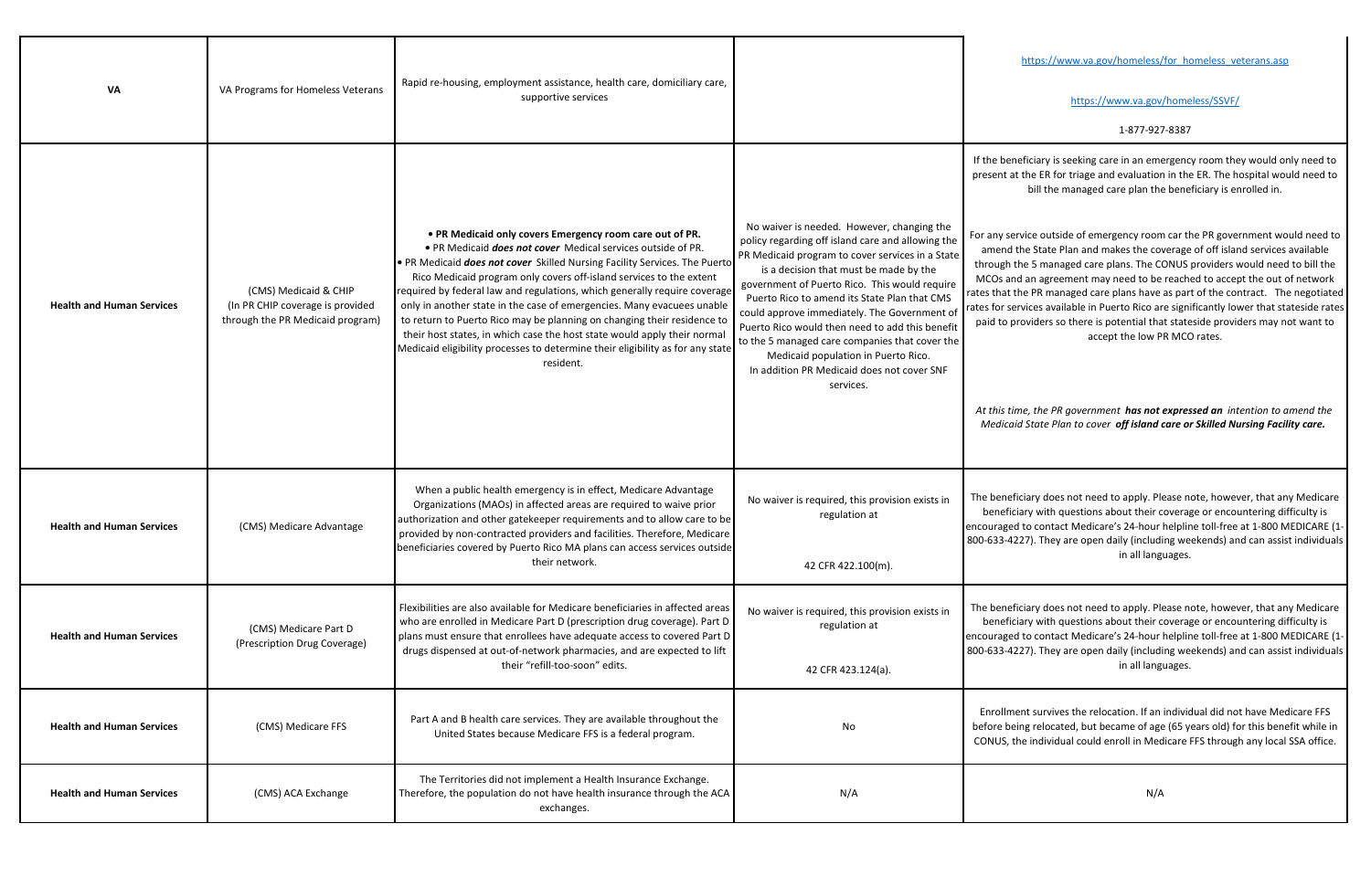| VA | VA Programs for Homeless Veterans | Rapid re-housing, employment assistance, health care, domiciliary care, supportive services | | https://www.va.gov/homeless/for_homeless_veterans.asp<br><br>https://www.va.gov/homeless/SSVF/<br><br>1-877-927-8387 |
|---|---|---|---|---|
| Health and Human Services | (CMS) Medicaid & CHIP (In PR CHIP coverage is provided through the PR Medicaid program) | • **PR Medicaid only covers Emergency room care out of PR.**<br>• PR Medicaid ***does not cover*** Medical services outside of PR.<br>• PR Medicaid ***does not cover*** Skilled Nursing Facility Services. The Puerto Rico Medicaid program only covers off-island services to the extent required by federal law and regulations, which generally require coverage only in another state in the case of emergencies. Many evacuees unable to return to Puerto Rico may be planning on changing their residence to their host states, in which case the host state would apply their normal Medicaid eligibility processes to determine their eligibility as for any state resident. | No waiver is needed. However, changing the policy regarding off island care and allowing the PR Medicaid program to cover services in a State is a decision that must be made by the government of Puerto Rico. This would require Puerto Rico to amend its State Plan that CMS could approve immediately. The Government of Puerto Rico would then need to add this benefit to the 5 managed care companies that cover the Medicaid population in Puerto Rico.<br>In addition PR Medicaid does not cover SNF services. | If the beneficiary is seeking care in an emergency room they would only need to present at the ER for triage and evaluation in the ER. The hospital would need to bill the managed care plan the beneficiary is enrolled in.<br><br>For any service outside of emergency room car the PR government would need to amend the State Plan and makes the coverage of off island services available through the 5 managed care plans. The CONUS providers would need to bill the MCOs and an agreement may need to be reached to accept the out of network rates that the PR managed care plans have as part of the contract. The negotiated rates for services available in Puerto Rico are significantly lower that stateside rates paid to providers so there is potential that stateside providers may not want to accept the low PR MCO rates.<br><br>*At this time, the PR government **has not expressed an** intention to amend the Medicaid State Plan to cover **off island care or Skilled Nursing Facility care.*** |
| Health and Human Services | (CMS) Medicare Advantage | When a public health emergency is in effect, Medicare Advantage Organizations (MAOs) in affected areas are required to waive prior authorization and other gatekeeper requirements and to allow care to be provided by non-contracted providers and facilities. Therefore, Medicare beneficiaries covered by Puerto Rico MA plans can access services outside their network. | No waiver is required, this provision exists in regulation at<br><br>42 CFR 422.100(m). | The beneficiary does not need to apply. Please note, however, that any Medicare beneficiary with questions about their coverage or encountering difficulty is encouraged to contact Medicare's 24-hour helpline toll-free at 1-800 MEDICARE (1-800-633-4227). They are open daily (including weekends) and can assist individuals in all languages. |
| Health and Human Services | (CMS) Medicare Part D (Prescription Drug Coverage) | Flexibilities are also available for Medicare beneficiaries in affected areas who are enrolled in Medicare Part D (prescription drug coverage). Part D plans must ensure that enrollees have adequate access to covered Part D drugs dispensed at out-of-network pharmacies, and are expected to lift their "refill-too-soon" edits. | No waiver is required, this provision exists in regulation at<br><br>42 CFR 423.124(a). | The beneficiary does not need to apply. Please note, however, that any Medicare beneficiary with questions about their coverage or encountering difficulty is encouraged to contact Medicare's 24-hour helpline toll-free at 1-800 MEDICARE (1-800-633-4227). They are open daily (including weekends) and can assist individuals in all languages. |
| Health and Human Services | (CMS) Medicare FFS | Part A and B health care services. They are available throughout the United States because Medicare FFS is a federal program. | No | Enrollment survives the relocation. If an individual did not have Medicare FFS before being relocated, but became of age (65 years old) for this benefit while in CONUS, the individual could enroll in Medicare FFS through any local SSA office. |
| Health and Human Services | (CMS) ACA Exchange | The Territories did not implement a Health Insurance Exchange. Therefore, the population do not have health insurance through the ACA exchanges. | N/A | N/A |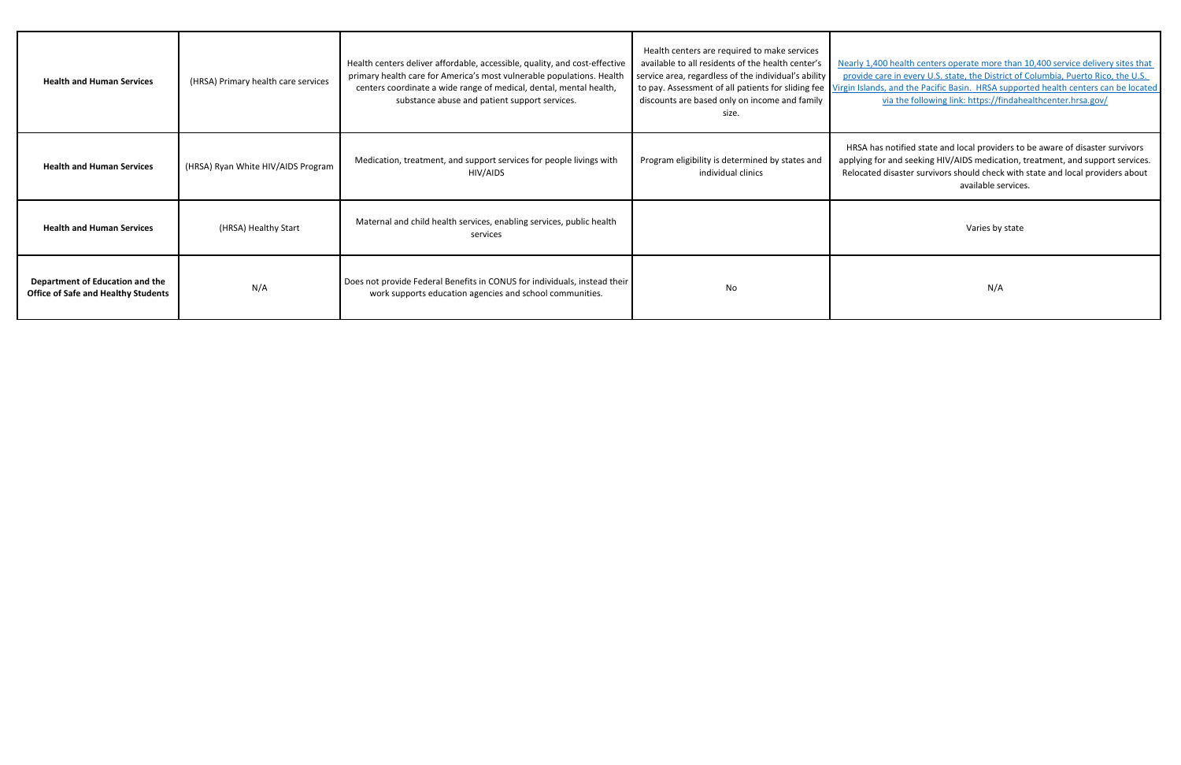| | | | | |
|---|---|---|---|---|
| **Health and Human Services** | (HRSA) Primary health care services | Health centers deliver affordable, accessible, quality, and cost-effective primary health care for America's most vulnerable populations. Health centers coordinate a wide range of medical, dental, mental health, substance abuse and patient support services. | Health centers are required to make services available to all residents of the health center's service area, regardless of the individual's ability to pay. Assessment of all patients for sliding fee discounts are based only on income and family size. | Nearly 1,400 health centers operate more than 10,400 service delivery sites that provide care in every U.S. state, the District of Columbia, Puerto Rico, the U.S. Virgin Islands, and the Pacific Basin. HRSA supported health centers can be located via the following link: https://findahealthcenter.hrsa.gov/ |
| **Health and Human Services** | (HRSA) Ryan White HIV/AIDS Program | Medication, treatment, and support services for people livings with HIV/AIDS | Program eligibility is determined by states and individual clinics | HRSA has notified state and local providers to be aware of disaster survivors applying for and seeking HIV/AIDS medication, treatment, and support services. Relocated disaster survivors should check with state and local providers about available services. |
| **Health and Human Services** | (HRSA) Healthy Start | Maternal and child health services, enabling services, public health services | | Varies by state |
| **Department of Education and the Office of Safe and Healthy Students** | N/A | Does not provide Federal Benefits in CONUS for individuals, instead their work supports education agencies and school communities. | No | N/A |